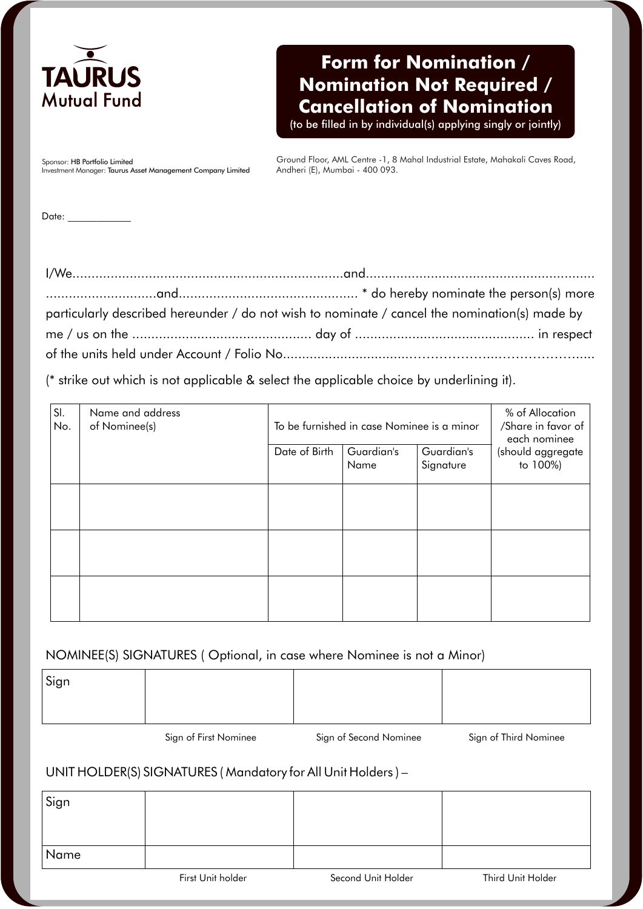**TAURUS**
**Mutual Fund**

# Form for Nomination / Nomination Not Required / Cancellation of Nomination

(to be filled in by individual(s) applying singly or jointly)

Sponsor: **HB Portfolio Limited**
Investment Manager: **Taurus Asset Management Company Limited**

Ground Floor, AML Centre -1, 8 Mahal Industrial Estate, Mahakali Caves Road, Andheri (E), Mumbai - 400 093.

Date: ____________

I/We.......................................................................and...........................................................
............................and.............................................. * do hereby nominate the person(s) more particularly described hereunder / do not wish to nominate / cancel the nomination(s) made by me / us on the .............................................. day of .............................................. in respect of the units held under Account / Folio No.......................................................................

(* strike out which is not applicable & select the applicable choice by underlining it).

| Sl. No. | Name and address of Nominee(s) | To be furnished in case Nominee is a minor | | | % of Allocation /Share in favor of each nominee (should aggregate to 100%) |
|---|---|---|---|---|---|
| | | Date of Birth | Guardian's Name | Guardian's Signature | |
| | | | | | |
| | | | | | |
| | | | | | |

NOMINEE(S) SIGNATURES ( Optional, in case where Nominee is not a Minor)

| Sign | | | |
|---|---|---|---|
| | Sign of First Nominee | Sign of Second Nominee | Sign of Third Nominee |

UNIT HOLDER(S) SIGNATURES ( Mandatory for All Unit Holders ) –

| Sign | | | |
|---|---|---|---|
| Name | | | |
| | First Unit holder | Second Unit Holder | Third Unit Holder |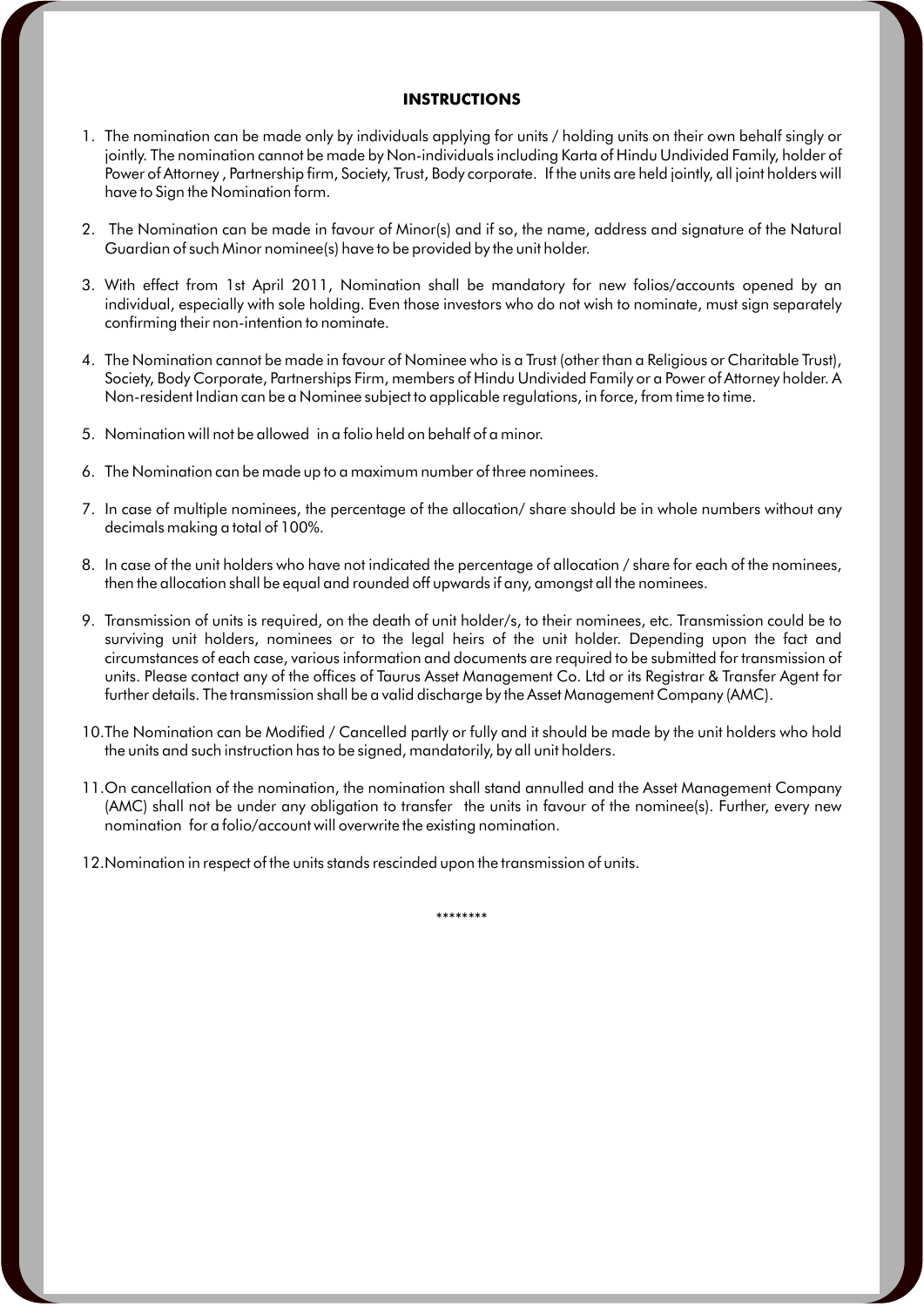# INSTRUCTIONS

1. The nomination can be made only by individuals applying for units / holding units on their own behalf singly or jointly. The nomination cannot be made by Non-individuals including Karta of Hindu Undivided Family, holder of Power of Attorney , Partnership firm, Society, Trust, Body corporate. If the units are held jointly, all joint holders will have to Sign the Nomination form.

2. The Nomination can be made in favour of Minor(s) and if so, the name, address and signature of the Natural Guardian of such Minor nominee(s) have to be provided by the unit holder.

3. With effect from 1st April 2011, Nomination shall be mandatory for new folios/accounts opened by an individual, especially with sole holding. Even those investors who do not wish to nominate, must sign separately confirming their non-intention to nominate.

4. The Nomination cannot be made in favour of Nominee who is a Trust (other than a Religious or Charitable Trust), Society, Body Corporate, Partnerships Firm, members of Hindu Undivided Family or a Power of Attorney holder. A Non-resident Indian can be a Nominee subject to applicable regulations, in force, from time to time.

5. Nomination will not be allowed in a folio held on behalf of a minor.

6. The Nomination can be made up to a maximum number of three nominees.

7. In case of multiple nominees, the percentage of the allocation/ share should be in whole numbers without any decimals making a total of 100%.

8. In case of the unit holders who have not indicated the percentage of allocation / share for each of the nominees, then the allocation shall be equal and rounded off upwards if any, amongst all the nominees.

9. Transmission of units is required, on the death of unit holder/s, to their nominees, etc. Transmission could be to surviving unit holders, nominees or to the legal heirs of the unit holder. Depending upon the fact and circumstances of each case, various information and documents are required to be submitted for transmission of units. Please contact any of the offices of Taurus Asset Management Co. Ltd or its Registrar & Transfer Agent for further details. The transmission shall be a valid discharge by the Asset Management Company (AMC).

10. The Nomination can be Modified / Cancelled partly or fully and it should be made by the unit holders who hold the units and such instruction has to be signed, mandatorily, by all unit holders.

11. On cancellation of the nomination, the nomination shall stand annulled and the Asset Management Company (AMC) shall not be under any obligation to transfer the units in favour of the nominee(s). Further, every new nomination for a folio/account will overwrite the existing nomination.

12. Nomination in respect of the units stands rescinded upon the transmission of units.

********